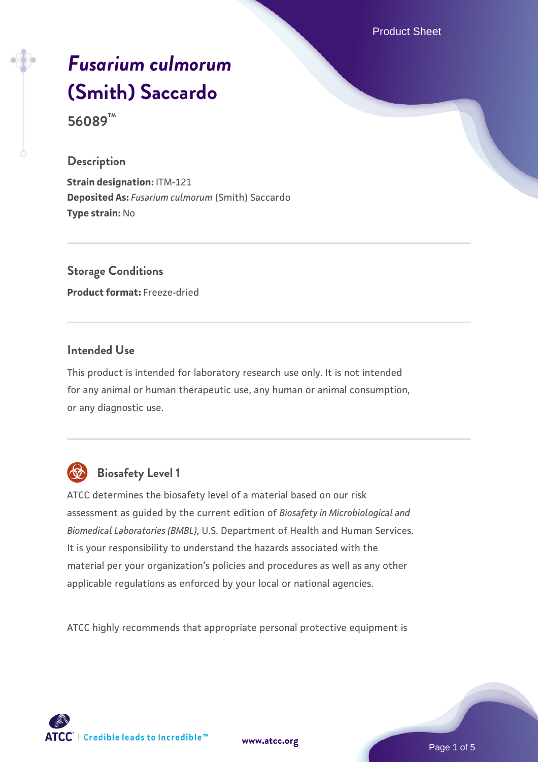# *Fusarium culmorum* (Smith) Saccardo

**56089™**

## Description

**Strain designation:** ITM-121
**Deposited As:** *Fusarium culmorum* (Smith) Saccardo
**Type strain:** No

## Storage Conditions

**Product format:** Freeze-dried

## Intended Use

This product is intended for laboratory research use only. It is not intended for any animal or human therapeutic use, any human or animal consumption, or any diagnostic use.

## Biosafety Level 1

ATCC determines the biosafety level of a material based on our risk assessment as guided by the current edition of *Biosafety in Microbiological and Biomedical Laboratories (BMBL)*, U.S. Department of Health and Human Services. It is your responsibility to understand the hazards associated with the material per your organization's policies and procedures as well as any other applicable regulations as enforced by your local or national agencies.

ATCC highly recommends that appropriate personal protective equipment is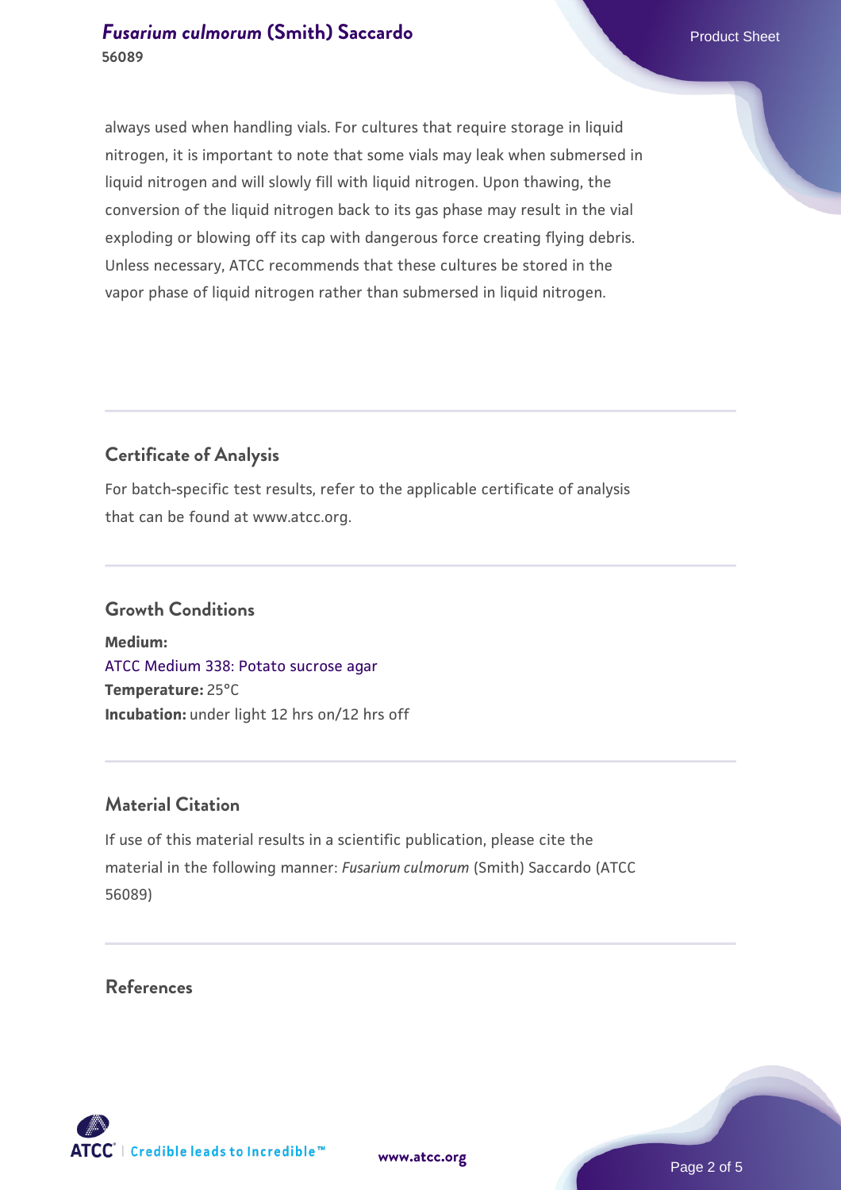always used when handling vials. For cultures that require storage in liquid nitrogen, it is important to note that some vials may leak when submersed in liquid nitrogen and will slowly fill with liquid nitrogen. Upon thawing, the conversion of the liquid nitrogen back to its gas phase may result in the vial exploding or blowing off its cap with dangerous force creating flying debris. Unless necessary, ATCC recommends that these cultures be stored in the vapor phase of liquid nitrogen rather than submersed in liquid nitrogen.

## Certificate of Analysis

For batch-specific test results, refer to the applicable certificate of analysis that can be found at www.atcc.org.

## Growth Conditions

**Medium:**
ATCC Medium 338: Potato sucrose agar
**Temperature:** 25°C
**Incubation:** under light 12 hrs on/12 hrs off

## Material Citation

If use of this material results in a scientific publication, please cite the material in the following manner: *Fusarium culmorum* (Smith) Saccardo (ATCC 56089)

## References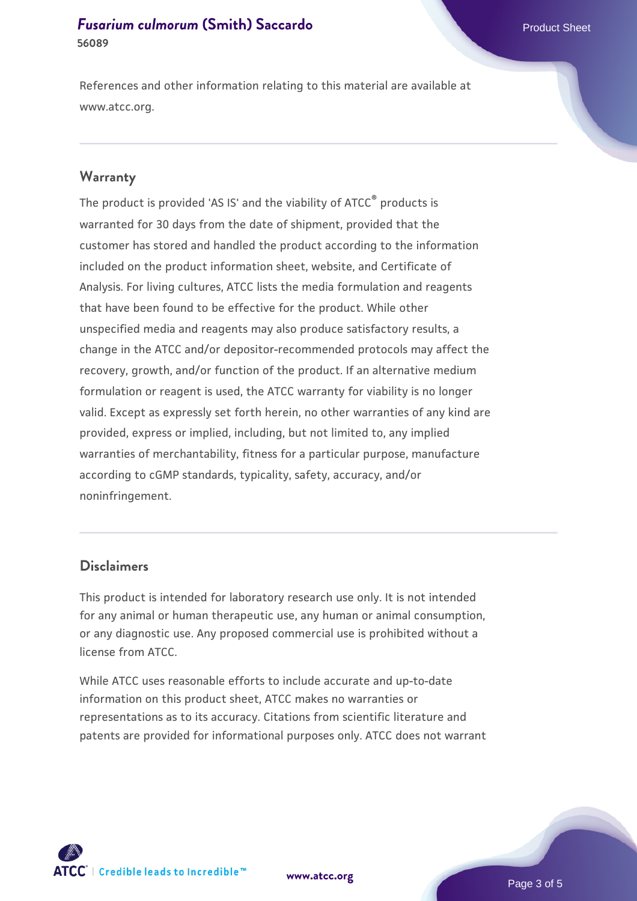References and other information relating to this material are available at www.atcc.org.

## Warranty

The product is provided 'AS IS' and the viability of ATCC® products is warranted for 30 days from the date of shipment, provided that the customer has stored and handled the product according to the information included on the product information sheet, website, and Certificate of Analysis. For living cultures, ATCC lists the media formulation and reagents that have been found to be effective for the product. While other unspecified media and reagents may also produce satisfactory results, a change in the ATCC and/or depositor-recommended protocols may affect the recovery, growth, and/or function of the product. If an alternative medium formulation or reagent is used, the ATCC warranty for viability is no longer valid. Except as expressly set forth herein, no other warranties of any kind are provided, express or implied, including, but not limited to, any implied warranties of merchantability, fitness for a particular purpose, manufacture according to cGMP standards, typicality, safety, accuracy, and/or noninfringement.

## Disclaimers

This product is intended for laboratory research use only. It is not intended for any animal or human therapeutic use, any human or animal consumption, or any diagnostic use. Any proposed commercial use is prohibited without a license from ATCC.

While ATCC uses reasonable efforts to include accurate and up-to-date information on this product sheet, ATCC makes no warranties or representations as to its accuracy. Citations from scientific literature and patents are provided for informational purposes only. ATCC does not warrant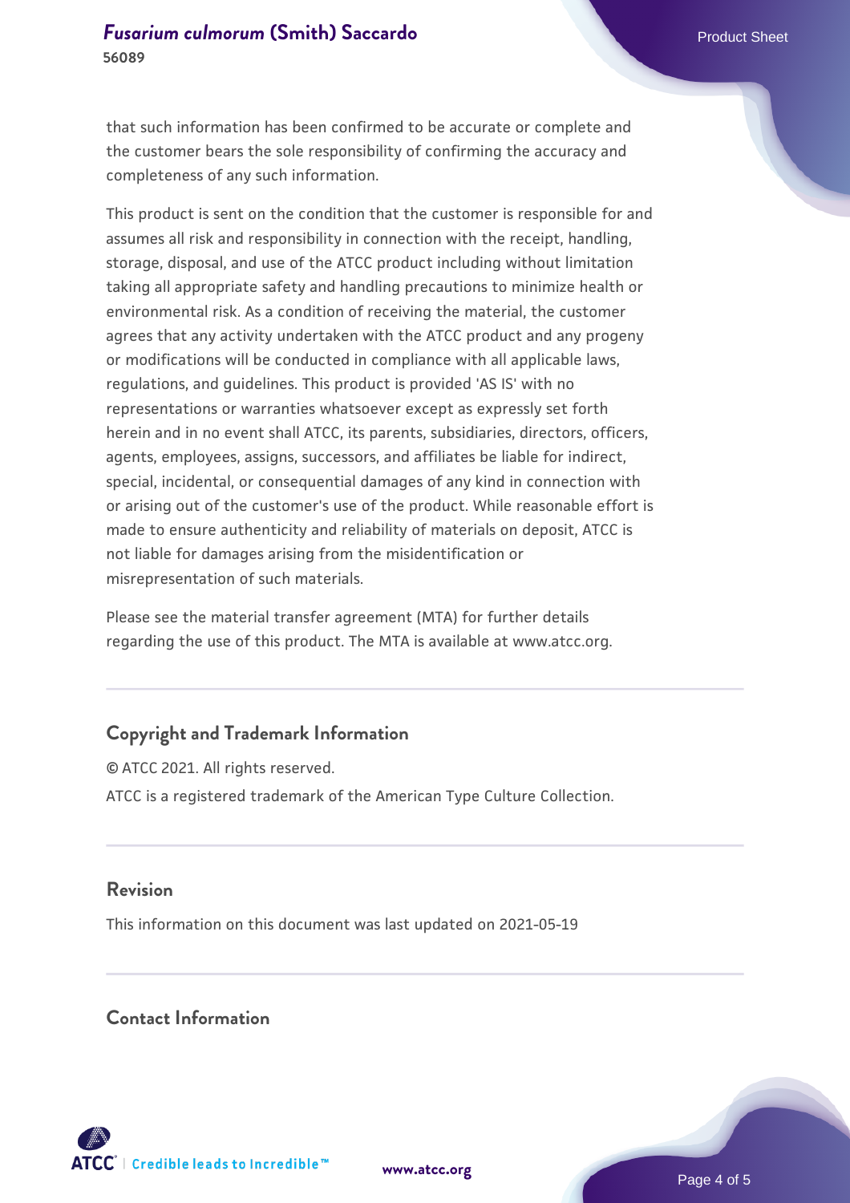that such information has been confirmed to be accurate or complete and the customer bears the sole responsibility of confirming the accuracy and completeness of any such information.

This product is sent on the condition that the customer is responsible for and assumes all risk and responsibility in connection with the receipt, handling, storage, disposal, and use of the ATCC product including without limitation taking all appropriate safety and handling precautions to minimize health or environmental risk. As a condition of receiving the material, the customer agrees that any activity undertaken with the ATCC product and any progeny or modifications will be conducted in compliance with all applicable laws, regulations, and guidelines. This product is provided 'AS IS' with no representations or warranties whatsoever except as expressly set forth herein and in no event shall ATCC, its parents, subsidiaries, directors, officers, agents, employees, assigns, successors, and affiliates be liable for indirect, special, incidental, or consequential damages of any kind in connection with or arising out of the customer's use of the product. While reasonable effort is made to ensure authenticity and reliability of materials on deposit, ATCC is not liable for damages arising from the misidentification or misrepresentation of such materials.

Please see the material transfer agreement (MTA) for further details regarding the use of this product. The MTA is available at www.atcc.org.

## Copyright and Trademark Information

© ATCC 2021. All rights reserved.

ATCC is a registered trademark of the American Type Culture Collection.

## Revision

This information on this document was last updated on 2021-05-19

## Contact Information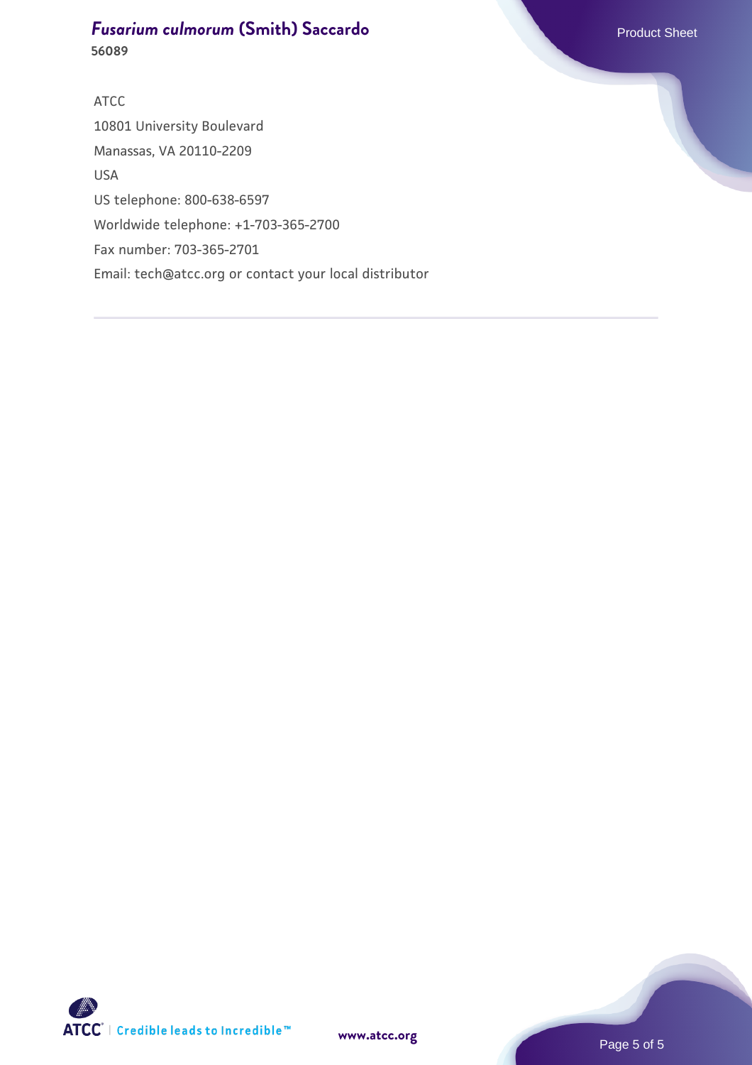ATCC

10801 University Boulevard

Manassas, VA 20110-2209

USA

US telephone: 800-638-6597

Worldwide telephone: +1-703-365-2700

Fax number: 703-365-2701

Email: tech@atcc.org or contact your local distributor